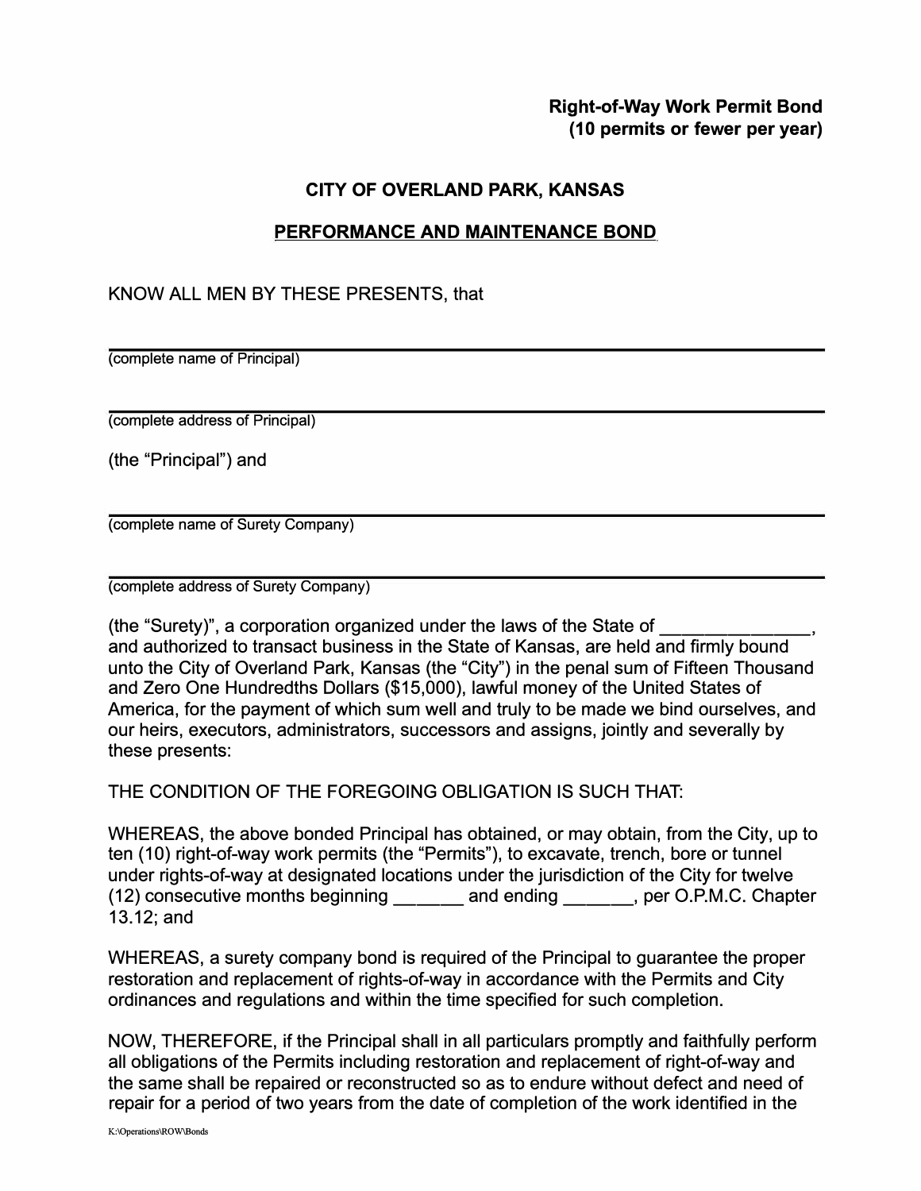**Right-of-Way Work Permit Bond**
**(10 permits or fewer per year)**

## CITY OF OVERLAND PARK, KANSAS

## PERFORMANCE AND MAINTENANCE BOND

KNOW ALL MEN BY THESE PRESENTS, that

\_\_\_\_\_\_\_\_\_\_\_\_\_\_\_\_\_\_\_\_\_\_\_\_\_\_\_\_\_\_\_\_\_\_\_\_\_\_\_\_\_\_\_\_\_\_\_\_\_\_\_\_\_\_\_\_\_\_\_\_
(complete name of Principal)

\_\_\_\_\_\_\_\_\_\_\_\_\_\_\_\_\_\_\_\_\_\_\_\_\_\_\_\_\_\_\_\_\_\_\_\_\_\_\_\_\_\_\_\_\_\_\_\_\_\_\_\_\_\_\_\_\_\_\_\_
(complete address of Principal)

(the "Principal") and

\_\_\_\_\_\_\_\_\_\_\_\_\_\_\_\_\_\_\_\_\_\_\_\_\_\_\_\_\_\_\_\_\_\_\_\_\_\_\_\_\_\_\_\_\_\_\_\_\_\_\_\_\_\_\_\_\_\_\_\_
(complete name of Surety Company)

\_\_\_\_\_\_\_\_\_\_\_\_\_\_\_\_\_\_\_\_\_\_\_\_\_\_\_\_\_\_\_\_\_\_\_\_\_\_\_\_\_\_\_\_\_\_\_\_\_\_\_\_\_\_\_\_\_\_\_\_
(complete address of Surety Company)

(the "Surety)", a corporation organized under the laws of the State of \_\_\_\_\_\_\_\_\_\_\_\_\_\_\_, and authorized to transact business in the State of Kansas, are held and firmly bound unto the City of Overland Park, Kansas (the "City") in the penal sum of Fifteen Thousand and Zero One Hundredths Dollars ($15,000), lawful money of the United States of America, for the payment of which sum well and truly to be made we bind ourselves, and our heirs, executors, administrators, successors and assigns, jointly and severally by these presents:

THE CONDITION OF THE FOREGOING OBLIGATION IS SUCH THAT:

WHEREAS, the above bonded Principal has obtained, or may obtain, from the City, up to ten (10) right-of-way work permits (the "Permits"), to excavate, trench, bore or tunnel under rights-of-way at designated locations under the jurisdiction of the City for twelve (12) consecutive months beginning \_\_\_\_\_\_\_ and ending \_\_\_\_\_\_\_, per O.P.M.C. Chapter 13.12; and

WHEREAS, a surety company bond is required of the Principal to guarantee the proper restoration and replacement of rights-of-way in accordance with the Permits and City ordinances and regulations and within the time specified for such completion.

NOW, THEREFORE, if the Principal shall in all particulars promptly and faithfully perform all obligations of the Permits including restoration and replacement of right-of-way and the same shall be repaired or reconstructed so as to endure without defect and need of repair for a period of two years from the date of completion of the work identified in the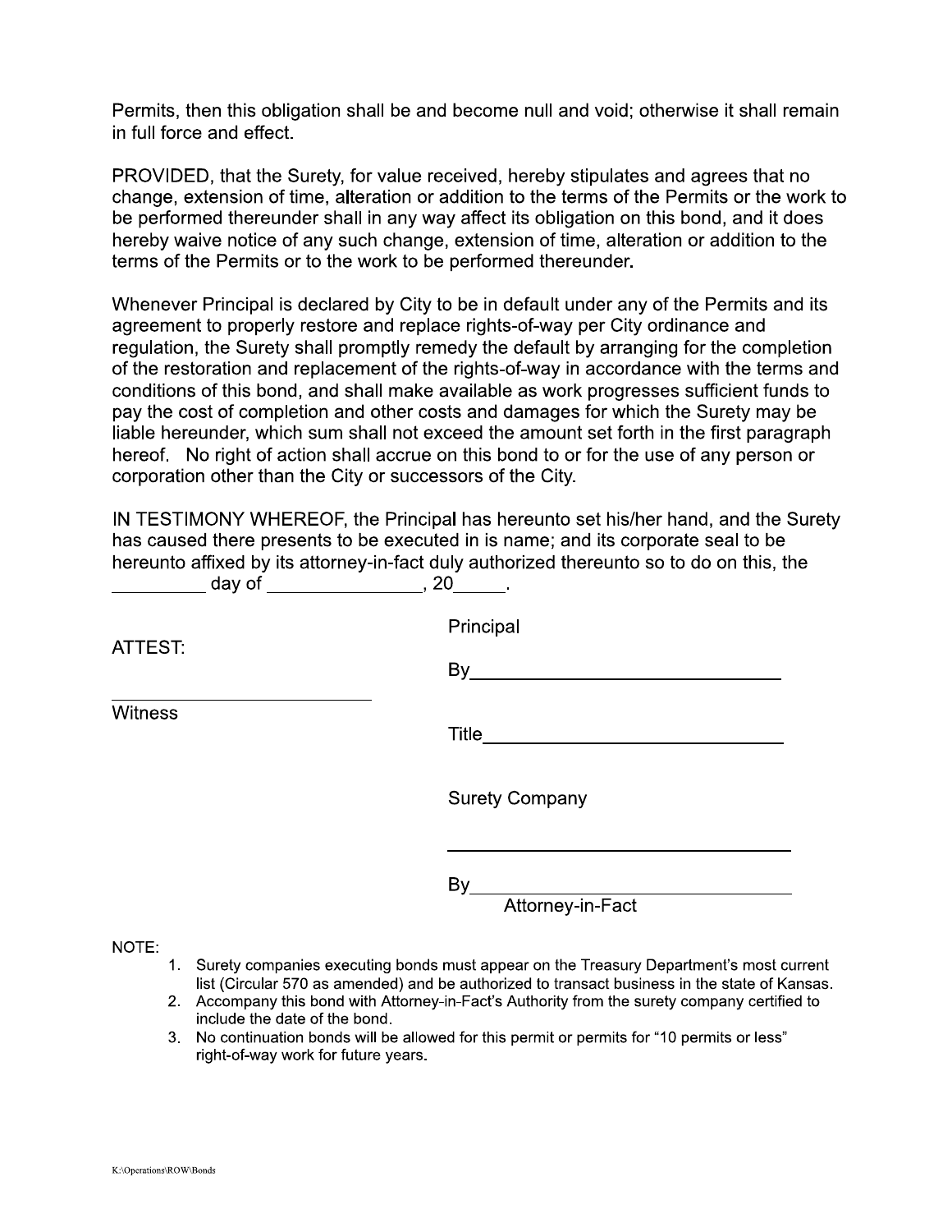Permits, then this obligation shall be and become null and void; otherwise it shall remain in full force and effect.

PROVIDED, that the Surety, for value received, hereby stipulates and agrees that no change, extension of time, alteration or addition to the terms of the Permits or the work to be performed thereunder shall in any way affect its obligation on this bond, and it does hereby waive notice of any such change, extension of time, alteration or addition to the terms of the Permits or to the work to be performed thereunder.

Whenever Principal is declared by City to be in default under any of the Permits and its agreement to properly restore and replace rights-of-way per City ordinance and regulation, the Surety shall promptly remedy the default by arranging for the completion of the restoration and replacement of the rights-of-way in accordance with the terms and conditions of this bond, and shall make available as work progresses sufficient funds to pay the cost of completion and other costs and damages for which the Surety may be liable hereunder, which sum shall not exceed the amount set forth in the first paragraph hereof. No right of action shall accrue on this bond to or for the use of any person or corporation other than the City or successors of the City.

IN TESTIMONY WHEREOF, the Principal has hereunto set his/her hand, and the Surety has caused there presents to be executed in is name; and its corporate seal to be hereunto affixed by its attorney-in-fact duly authorized thereunto so to do on this, the __________ day of ________________, 20______.

ATTEST:

____________________________
Witness

Principal

By_______________________________

Title_____________________________

Surety Company

__________________________________

By________________________________
Attorney-in-Fact

NOTE:

1. Surety companies executing bonds must appear on the Treasury Department's most current list (Circular 570 as amended) and be authorized to transact business in the state of Kansas.
2. Accompany this bond with Attorney-in-Fact's Authority from the surety company certified to include the date of the bond.
3. No continuation bonds will be allowed for this permit or permits for "10 permits or less" right-of-way work for future years.

K:\Operations\ROW\Bonds